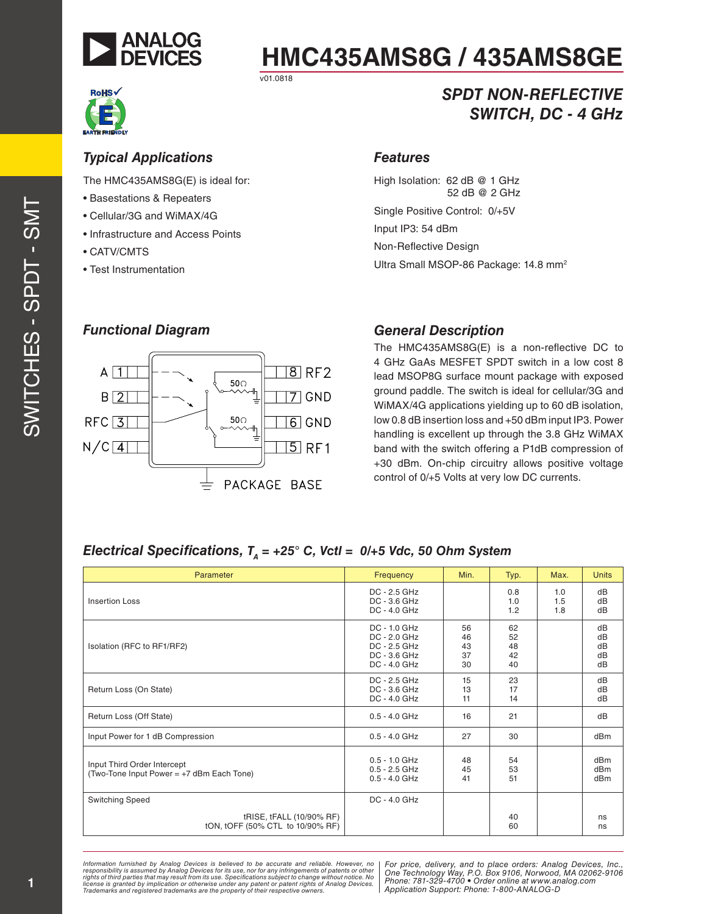# HMC435AMS8G / 435AMS8GE

v01.0818

## SPDT NON-REFLECTIVE SWITCH, DC - 4 GHz

### Typical Applications

The HMC435AMS8G(E) is ideal for:

- Basestations & Repeaters
- Cellular/3G and WiMAX/4G
- Infrastructure and Access Points
- CATV/CMTS
- Test Instrumentation

### Features

High Isolation: 62 dB @ 1 GHz
52 dB @ 2 GHz

Single Positive Control: 0/+5V

Input IP3: 54 dBm

Non-Reflective Design

Ultra Small MSOP-86 Package: 14.8 mm²

### Functional Diagram

A 1, B 2, RFC 3, N/C 4, RF1 5, GND 6, GND 7, RF2 8, 50Ω, 50Ω, PACKAGE BASE

### General Description

The HMC435AMS8G(E) is a non-reflective DC to 4 GHz GaAs MESFET SPDT switch in a low cost 8 lead MSOP8G surface mount package with exposed ground paddle. The switch is ideal for cellular/3G and WiMAX/4G applications yielding up to 60 dB isolation, low 0.8 dB insertion loss and +50 dBm input IP3. Power handling is excellent up through the 3.8 GHz WiMAX band with the switch offering a P1dB compression of +30 dBm. On-chip circuitry allows positive voltage control of 0/+5 Volts at very low DC currents.

### Electrical Specifications, $T_A$ = +25° C, Vctl = 0/+5 Vdc, 50 Ohm System

| Parameter | Frequency | Min. | Typ. | Max. | Units |
|---|---|---|---|---|---|
| Insertion Loss | DC - 2.5 GHz<br>DC - 3.6 GHz<br>DC - 4.0 GHz | | 0.8<br>1.0<br>1.2 | 1.0<br>1.5<br>1.8 | dB<br>dB<br>dB |
| Isolation (RFC to RF1/RF2) | DC - 1.0 GHz<br>DC - 2.0 GHz<br>DC - 2.5 GHz<br>DC - 3.6 GHz<br>DC - 4.0 GHz | 56<br>46<br>43<br>37<br>30 | 62<br>52<br>48<br>42<br>40 | | dB<br>dB<br>dB<br>dB<br>dB |
| Return Loss (On State) | DC - 2.5 GHz<br>DC - 3.6 GHz<br>DC - 4.0 GHz | 15<br>13<br>11 | 23<br>17<br>14 | | dB<br>dB<br>dB |
| Return Loss (Off State) | 0.5 - 4.0 GHz | 16 | 21 | | dB |
| Input Power for 1 dB Compression | 0.5 - 4.0 GHz | 27 | 30 | | dBm |
| Input Third Order Intercept<br>(Two-Tone Input Power = +7 dBm Each Tone) | 0.5 - 1.0 GHz<br>0.5 - 2.5 GHz<br>0.5 - 4.0 GHz | 48<br>45<br>41 | 54<br>53<br>51 | | dBm<br>dBm<br>dBm |
| Switching Speed | DC - 4.0 GHz | | | | |
| tRISE, tFALL (10/90% RF)<br>tON, tOFF (50% CTL to 10/90% RF) | | | 40<br>60 | | ns<br>ns |

Information furnished by Analog Devices is believed to be accurate and reliable. However, no responsibility is assumed by Analog Devices for its use, nor for any infringements of patents or other rights of third parties that may result from its use. Specifications subject to change without notice. No license is granted by implication or otherwise under any patent or patent rights of Analog Devices. Trademarks and registered trademarks are the property of their respective owners.

For price, delivery, and to place orders: Analog Devices, Inc., One Technology Way, P.O. Box 9106, Norwood, MA 02062-9106
Phone: 781-329-4700 • Order online at www.analog.com
Application Support: Phone: 1-800-ANALOG-D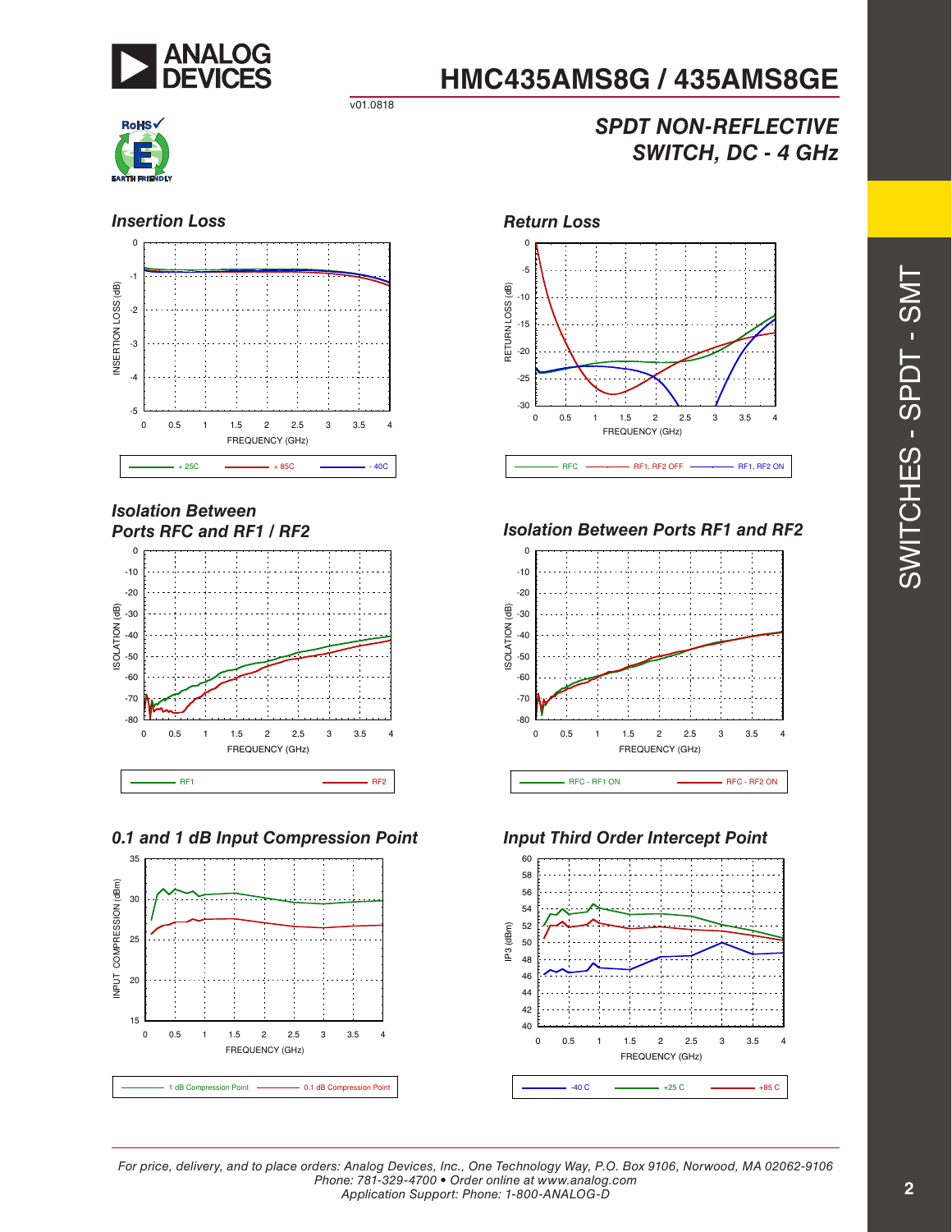# HMC435AMS8G / 435AMS8GE

v01.0818

## SPDT NON-REFLECTIVE SWITCH, DC - 4 GHz

### Insertion Loss

INSERTION LOSS (dB) vs. FREQUENCY (GHz)

+ 25C, + 85C, - 40C

### Return Loss

RETURN LOSS (dB) vs. FREQUENCY (GHz)

RFC, RF1, RF2 OFF, RF1, RF2 ON

### Isolation Between Ports RFC and RF1 / RF2

ISOLATION (dB) vs. FREQUENCY (GHz)

RF1, RF2

### Isolation Between Ports RF1 and RF2

ISOLATION (dB) vs. FREQUENCY (GHz)

RFC - RF1 ON, RFC - RF2 ON

### 0.1 and 1 dB Input Compression Point

INPUT COMPRESSION (dBm) vs. FREQUENCY (GHz)

1 dB Compression Point, 0.1 dB Compression Point

### Input Third Order Intercept Point

IP3 (dBm) vs. FREQUENCY (GHz)

-40 C, +25 C, +85 C

SWITCHES - SPDT - SMT

*For price, delivery, and to place orders: Analog Devices, Inc., One Technology Way, P.O. Box 9106, Norwood, MA 02062-9106*
*Phone: 781-329-4700 • Order online at www.analog.com*
*Application Support: Phone: 1-800-ANALOG-D*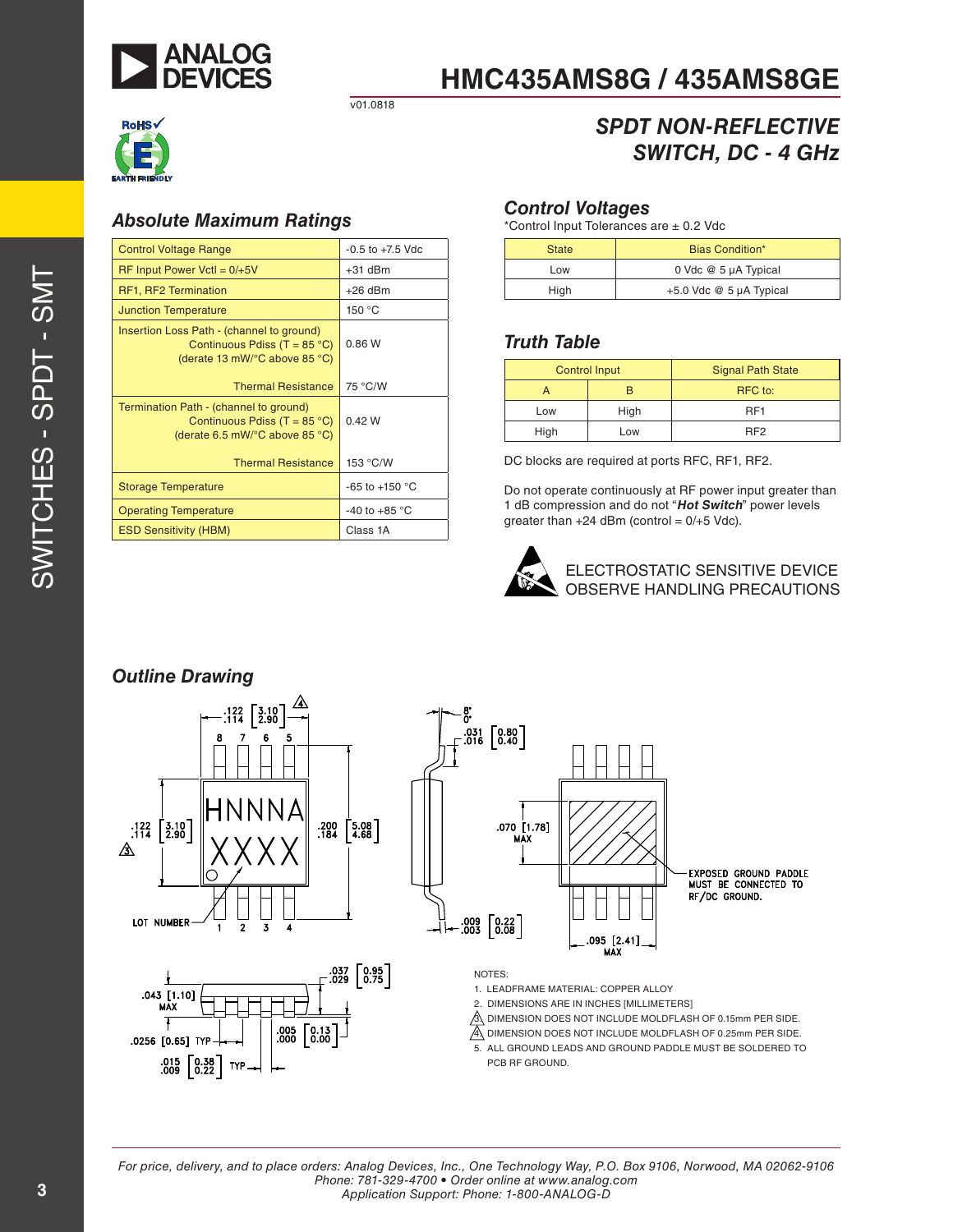# HMC435AMS8G / 435AMS8GE

v01.0818

## SPDT NON-REFLECTIVE SWITCH, DC - 4 GHz

### Absolute Maximum Ratings

| Control Voltage Range | -0.5 to +7.5 Vdc |
|---|---|
| RF Input Power Vctl = 0/+5V | +31 dBm |
| RF1, RF2 Termination | +26 dBm |
| Junction Temperature | 150 °C |
| Insertion Loss Path - (channel to ground) Continuous Pdiss (T = 85 °C) (derate 13 mW/°C above 85 °C) | 0.86 W |
| Thermal Resistance | 75 °C/W |
| Termination Path - (channel to ground) Continuous Pdiss (T = 85 °C) (derate 6.5 mW/°C above 85 °C) | 0.42 W |
| Thermal Resistance | 153 °C/W |
| Storage Temperature | -65 to +150 °C |
| Operating Temperature | -40 to +85 °C |
| ESD Sensitivity (HBM) | Class 1A |

### Control Voltages

*Control Input Tolerances are ± 0.2 Vdc

| State | Bias Condition* |
|---|---|
| Low | 0 Vdc @ 5 µA Typical |
| High | +5.0 Vdc @ 5 µA Typical |

### Truth Table

| Control Input | | Signal Path State |
|---|---|---|
| A | B | RFC to: |
| Low | High | RF1 |
| High | Low | RF2 |

DC blocks are required at ports RFC, RF1, RF2.

Do not operate continuously at RF power input greater than 1 dB compression and do not "***Hot Switch***" power levels greater than +24 dBm (control = 0/+5 Vdc).

ELECTROSTATIC SENSITIVE DEVICE
OBSERVE HANDLING PRECAUTIONS

### Outline Drawing

NOTES:

1. LEADFRAME MATERIAL: COPPER ALLOY
2. DIMENSIONS ARE IN INCHES [MILLIMETERS]
3. DIMENSION DOES NOT INCLUDE MOLDFLASH OF 0.15mm PER SIDE.
4. DIMENSION DOES NOT INCLUDE MOLDFLASH OF 0.25mm PER SIDE.
5. ALL GROUND LEADS AND GROUND PADDLE MUST BE SOLDERED TO PCB RF GROUND.

For price, delivery, and to place orders: Analog Devices, Inc., One Technology Way, P.O. Box 9106, Norwood, MA 02062-9106
Phone: 781-329-4700 • Order online at www.analog.com
Application Support: Phone: 1-800-ANALOG-D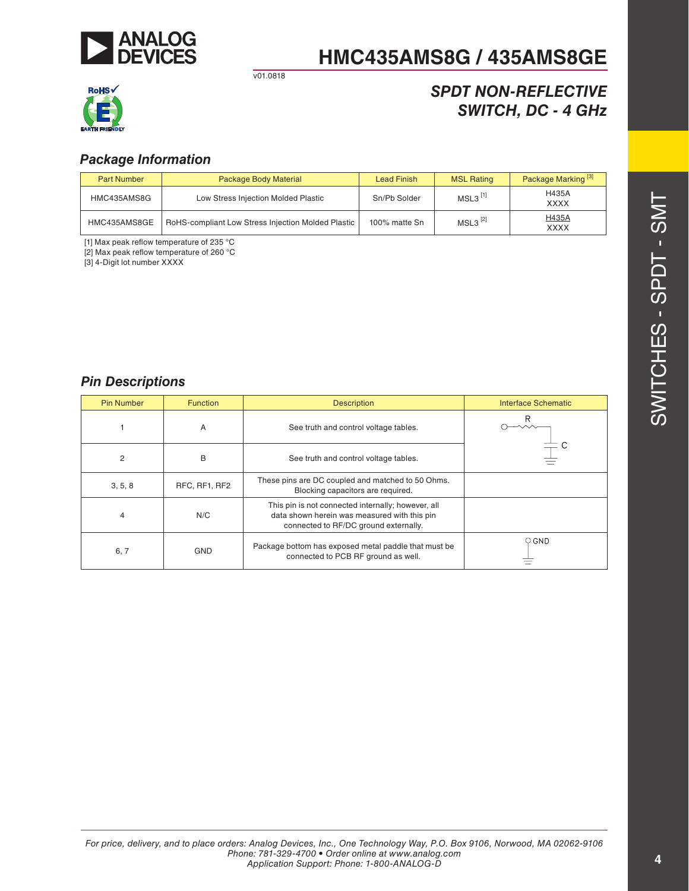# HMC435AMS8G / 435AMS8GE

v01.0818

## SPDT NON-REFLECTIVE SWITCH, DC - 4 GHz

### Package Information

| Part Number | Package Body Material | Lead Finish | MSL Rating | Package Marking [3] |
|---|---|---|---|---|
| HMC435AMS8G | Low Stress Injection Molded Plastic | Sn/Pb Solder | MSL3 [1] | H435A<br>XXXX |
| HMC435AMS8GE | RoHS-compliant Low Stress Injection Molded Plastic | 100% matte Sn | MSL3 [2] | H435A<br>XXXX |

[1] Max peak reflow temperature of 235 °C
[2] Max peak reflow temperature of 260 °C
[3] 4-Digit lot number XXXX

### Pin Descriptions

| Pin Number | Function | Description | Interface Schematic |
|---|---|---|---|
| 1 | A | See truth and control voltage tables. | R, C |
| 2 | B | See truth and control voltage tables. | |
| 3, 5, 8 | RFC, RF1, RF2 | These pins are DC coupled and matched to 50 Ohms. Blocking capacitors are required. | |
| 4 | N/C | This pin is not connected internally; however, all data shown herein was measured with this pin connected to RF/DC ground externally. | |
| 6, 7 | GND | Package bottom has exposed metal paddle that must be connected to PCB RF ground as well. | GND |

For price, delivery, and to place orders: Analog Devices, Inc., One Technology Way, P.O. Box 9106, Norwood, MA 02062-9106
Phone: 781-329-4700 • Order online at www.analog.com
Application Support: Phone: 1-800-ANALOG-D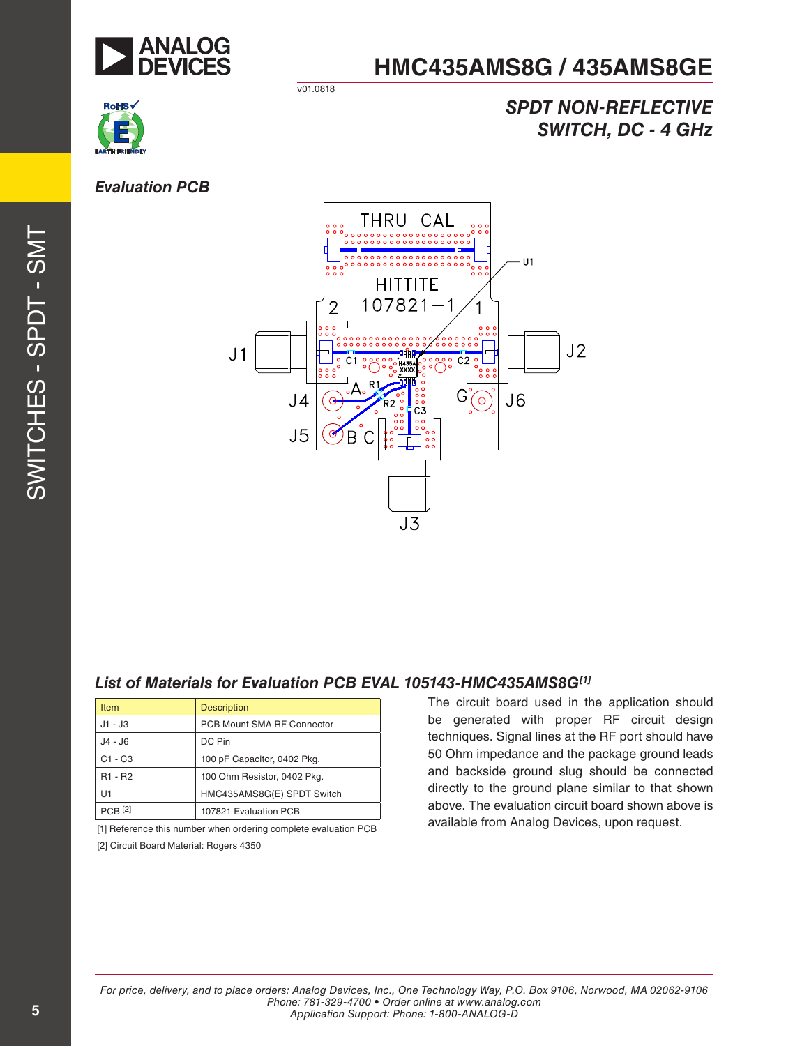## Evaluation PCB

THRU CAL

HITTITE
107821−1

J1
J2
J3
J4
J5
J6
U1
C1
C2
C3
R1
R2
A
B
C
G
1
2

## List of Materials for Evaluation PCB EVAL 105143-HMC435AMS8G[1]

| Item | Description |
|---|---|
| J1 - J3 | PCB Mount SMA RF Connector |
| J4 - J6 | DC Pin |
| C1 - C3 | 100 pF Capacitor, 0402 Pkg. |
| R1 - R2 | 100 Ohm Resistor, 0402 Pkg. |
| U1 | HMC435AMS8G(E) SPDT Switch |
| PCB [2] | 107821 Evaluation PCB |

[1] Reference this number when ordering complete evaluation PCB

[2] Circuit Board Material: Rogers 4350

The circuit board used in the application should be generated with proper RF circuit design techniques. Signal lines at the RF port should have 50 Ohm impedance and the package ground leads and backside ground slug should be connected directly to the ground plane similar to that shown above. The evaluation circuit board shown above is available from Analog Devices, upon request.